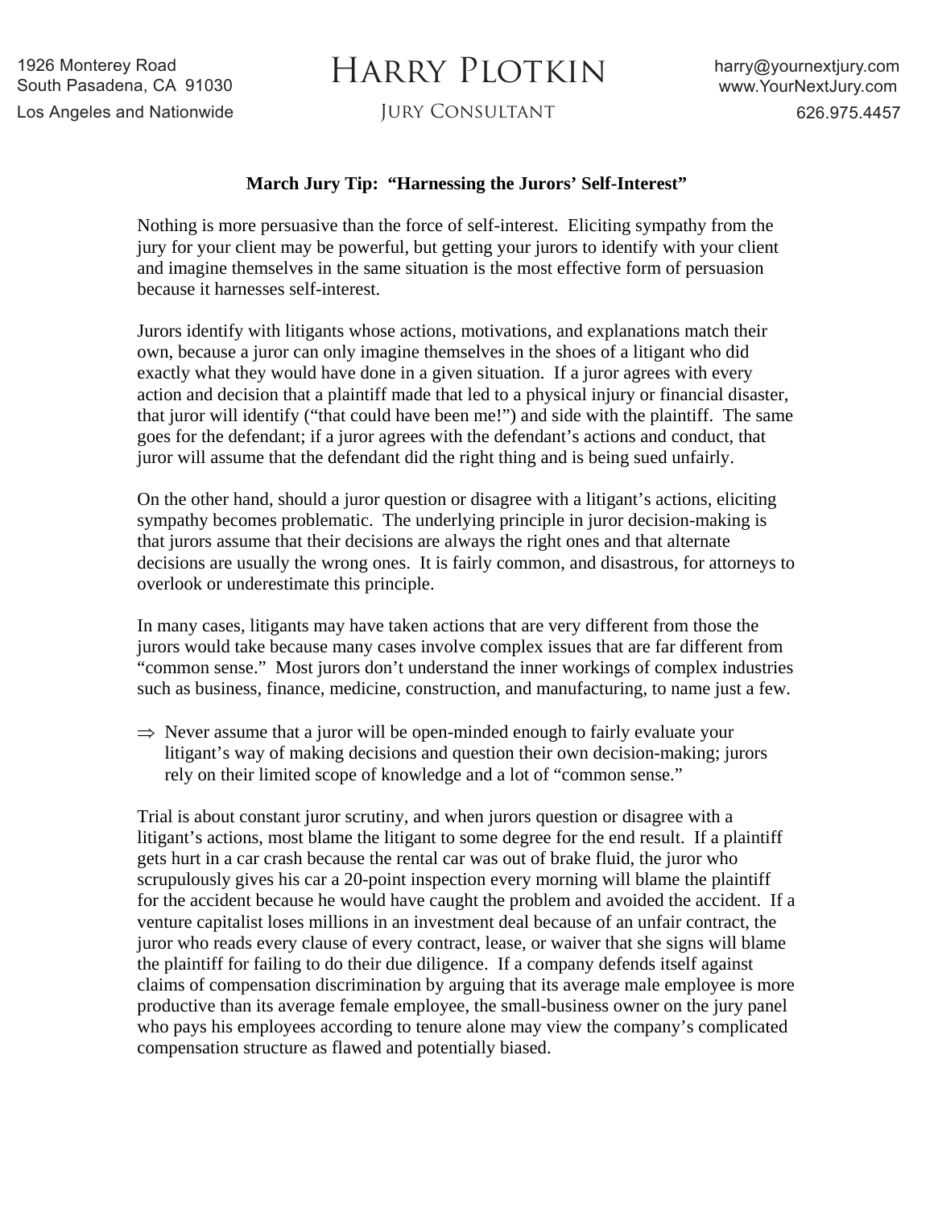1926 Monterey Road
South Pasadena, CA 91030
Los Angeles and Nationwide

# Harry Plotkin

Jury Consultant

harry@yournextjury.com
www.YourNextJury.com
626.975.4457

## March Jury Tip: "Harnessing the Jurors' Self-Interest"

Nothing is more persuasive than the force of self-interest. Eliciting sympathy from the jury for your client may be powerful, but getting your jurors to identify with your client and imagine themselves in the same situation is the most effective form of persuasion because it harnesses self-interest.

Jurors identify with litigants whose actions, motivations, and explanations match their own, because a juror can only imagine themselves in the shoes of a litigant who did exactly what they would have done in a given situation. If a juror agrees with every action and decision that a plaintiff made that led to a physical injury or financial disaster, that juror will identify ("that could have been me!") and side with the plaintiff. The same goes for the defendant; if a juror agrees with the defendant's actions and conduct, that juror will assume that the defendant did the right thing and is being sued unfairly.

On the other hand, should a juror question or disagree with a litigant's actions, eliciting sympathy becomes problematic. The underlying principle in juror decision-making is that jurors assume that their decisions are always the right ones and that alternate decisions are usually the wrong ones. It is fairly common, and disastrous, for attorneys to overlook or underestimate this principle.

In many cases, litigants may have taken actions that are very different from those the jurors would take because many cases involve complex issues that are far different from "common sense." Most jurors don't understand the inner workings of complex industries such as business, finance, medicine, construction, and manufacturing, to name just a few.

⇒ Never assume that a juror will be open-minded enough to fairly evaluate your litigant's way of making decisions and question their own decision-making; jurors rely on their limited scope of knowledge and a lot of "common sense."

Trial is about constant juror scrutiny, and when jurors question or disagree with a litigant's actions, most blame the litigant to some degree for the end result. If a plaintiff gets hurt in a car crash because the rental car was out of brake fluid, the juror who scrupulously gives his car a 20-point inspection every morning will blame the plaintiff for the accident because he would have caught the problem and avoided the accident. If a venture capitalist loses millions in an investment deal because of an unfair contract, the juror who reads every clause of every contract, lease, or waiver that she signs will blame the plaintiff for failing to do their due diligence. If a company defends itself against claims of compensation discrimination by arguing that its average male employee is more productive than its average female employee, the small-business owner on the jury panel who pays his employees according to tenure alone may view the company's complicated compensation structure as flawed and potentially biased.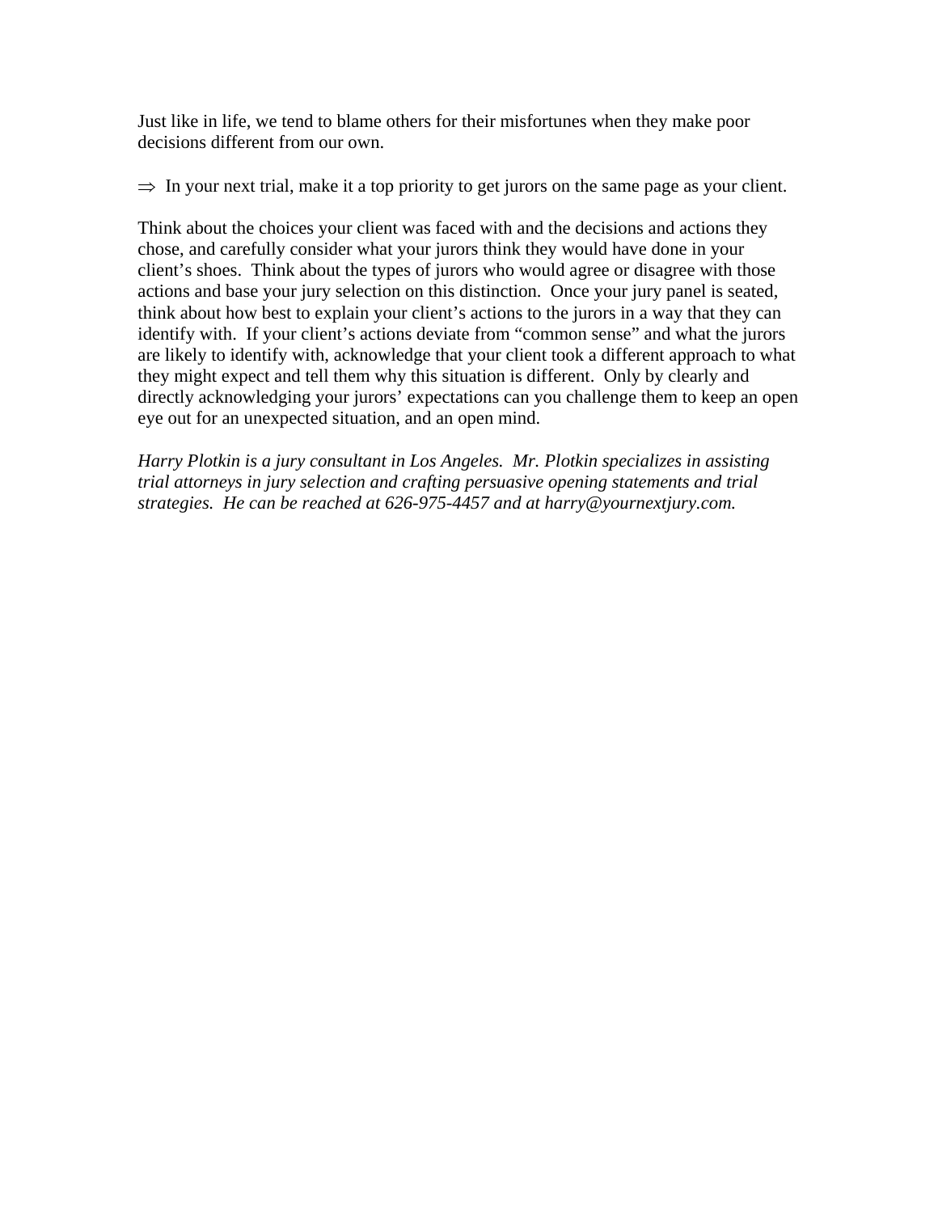Just like in life, we tend to blame others for their misfortunes when they make poor decisions different from our own.

⇒ In your next trial, make it a top priority to get jurors on the same page as your client.

Think about the choices your client was faced with and the decisions and actions they chose, and carefully consider what your jurors think they would have done in your client's shoes. Think about the types of jurors who would agree or disagree with those actions and base your jury selection on this distinction. Once your jury panel is seated, think about how best to explain your client's actions to the jurors in a way that they can identify with. If your client's actions deviate from "common sense" and what the jurors are likely to identify with, acknowledge that your client took a different approach to what they might expect and tell them why this situation is different. Only by clearly and directly acknowledging your jurors' expectations can you challenge them to keep an open eye out for an unexpected situation, and an open mind.

*Harry Plotkin is a jury consultant in Los Angeles. Mr. Plotkin specializes in assisting trial attorneys in jury selection and crafting persuasive opening statements and trial strategies. He can be reached at 626-975-4457 and at harry@yournextjury.com.*